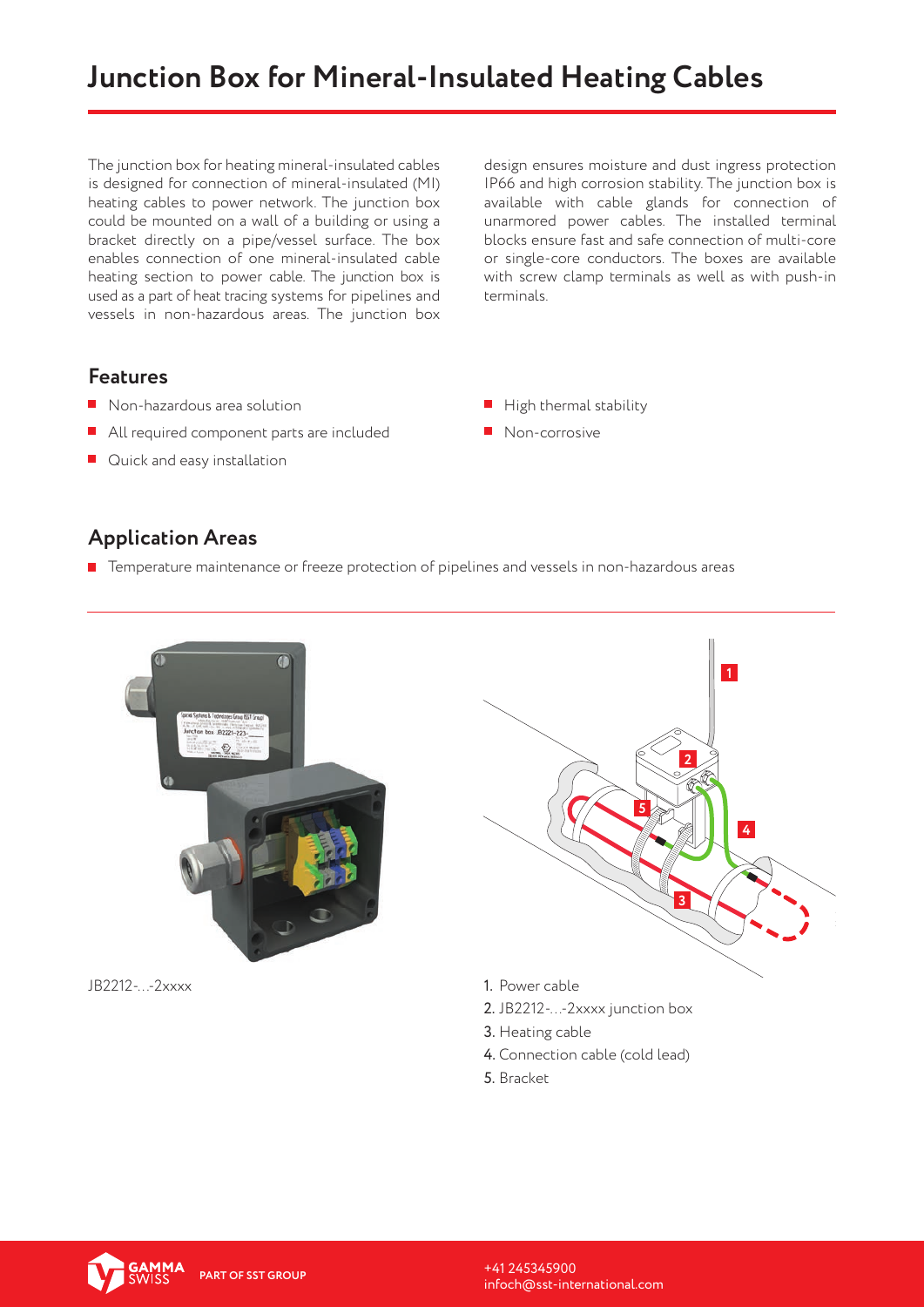# Junction Box for Mineral-Insulated Heating Cables

The junction box for heating mineral-insulated cables is designed for connection of mineral-insulated (MI) heating cables to power network. The junction box could be mounted on a wall of a building or using a bracket directly on a pipe/vessel surface. The box enables connection of one mineral-insulated cable heating section to power cable. The junction box is used as a part of heat tracing systems for pipelines and vessels in non-hazardous areas. The junction box design ensures moisture and dust ingress protection IP66 and high corrosion stability. The junction box is available with cable glands for connection of unarmored power cables. The installed terminal blocks ensure fast and safe connection of multi-core or single-core conductors. The boxes are available with screw clamp terminals as well as with push-in terminals.

## Features

- Non-hazardous area solution
- All required component parts are included
- Quick and easy installation
- High thermal stability
- Non-corrosive

## Application Areas

- Temperature maintenance or freeze protection of pipelines and vessels in non-hazardous areas

JB2212-...-2xxxx

1. Power cable
2. JB2212-...-2xxxx junction box
3. Heating cable
4. Connection cable (cold lead)
5. Bracket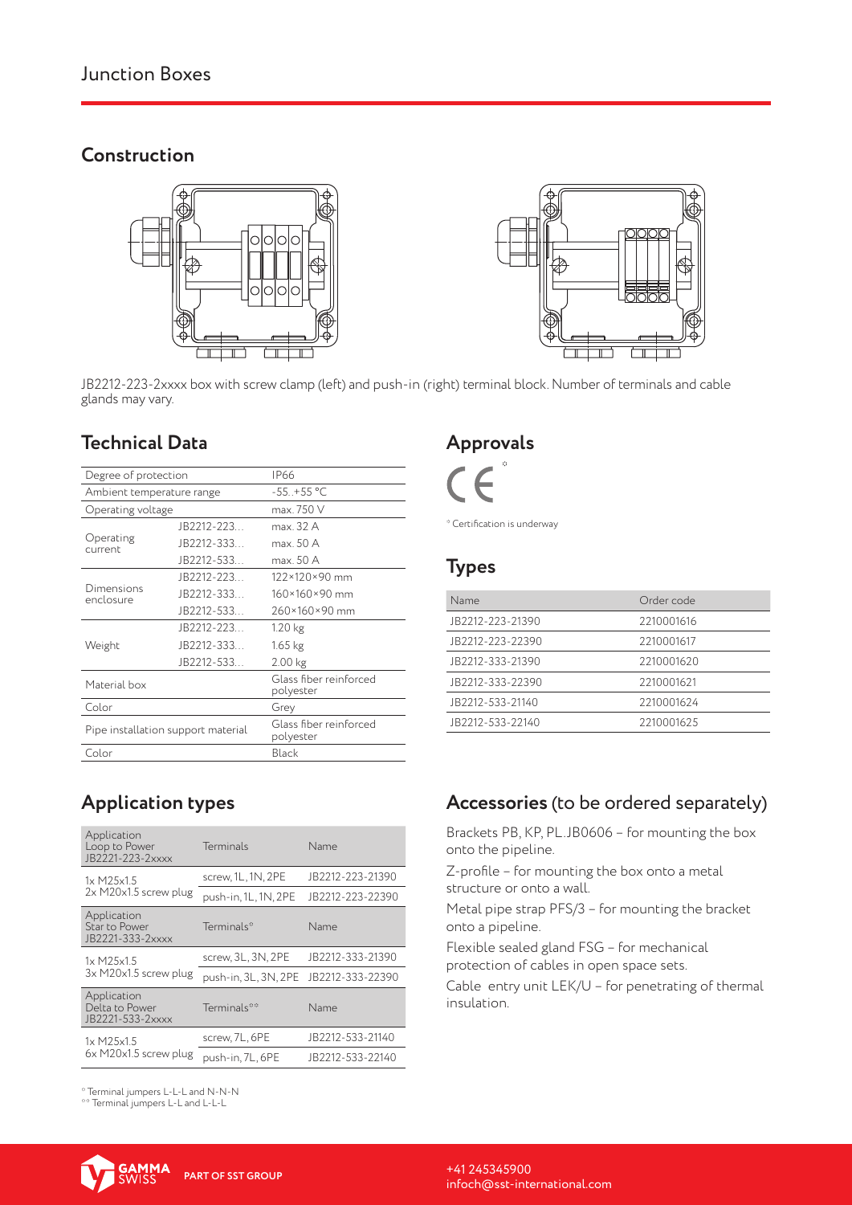# Junction Boxes

## Construction

JB2212-223-2xxxx box with screw clamp (left) and push-in (right) terminal block. Number of terminals and cable glands may vary.

## Technical Data

| | | |
|---|---|---|
| Degree of protection | | IP66 |
| Ambient temperature range | | -55..+55 °C |
| Operating voltage | | max. 750 V |
| Operating current | JB2212-223... | max. 32 A |
| | JB2212-333... | max. 50 A |
| | JB2212-533... | max. 50 A |
| Dimensions enclosure | JB2212-223... | 122×120×90 mm |
| | JB2212-333... | 160×160×90 mm |
| | JB2212-533... | 260×160×90 mm |
| Weight | JB2212-223... | 1.20 kg |
| | JB2212-333... | 1.65 kg |
| | JB2212-533... | 2.00 kg |
| Material box | | Glass fiber reinforced polyester |
| Color | | Grey |
| Pipe installation support material | | Glass fiber reinforced polyester |
| Color | | Black |

## Approvals

CE*

* Certification is underway

## Types

| Name | Order code |
|---|---|
| JB2212-223-21390 | 2210001616 |
| JB2212-223-22390 | 2210001617 |
| JB2212-333-21390 | 2210001620 |
| JB2212-333-22390 | 2210001621 |
| JB2212-533-21140 | 2210001624 |
| JB2212-533-22140 | 2210001625 |

## Application types

| Application Loop to Power JB2221-223-2xxxx | Terminals | Name |
|---|---|---|
| 1x M25x1.5 2x M20x1.5 screw plug | screw, 1L, 1N, 2PE | JB2212-223-21390 |
| | push-in, 1L, 1N, 2PE | JB2212-223-22390 |
| **Application Star to Power JB2221-333-2xxxx** | **Terminals*** | **Name** |
| 1x M25x1.5 3x M20x1.5 screw plug | screw, 3L, 3N, 2PE | JB2212-333-21390 |
| | push-in, 3L, 3N, 2PE | JB2212-333-22390 |
| **Application Delta to Power JB2221-533-2xxxx** | **Terminals**** | **Name** |
| 1x M25x1.5 6x M20x1.5 screw plug | screw, 7L, 6PE | JB2212-533-21140 |
| | push-in, 7L, 6PE | JB2212-533-22140 |

* Terminal jumpers L-L-L and N-N-N
** Terminal jumpers L-L and L-L-L

## Accessories (to be ordered separately)

Brackets PB, KP, PL..JB0606 – for mounting the box onto the pipeline.

Z-profile – for mounting the box onto a metal structure or onto a wall.

Metal pipe strap PFS/3 – for mounting the bracket onto a pipeline.

Flexible sealed gland FSG – for mechanical protection of cables in open space sets.

Cable entry unit LEK/U – for penetrating of thermal insulation.

GAMMA SWISS PART OF SST GROUP

+41 245345900
infoch@sst-international.com